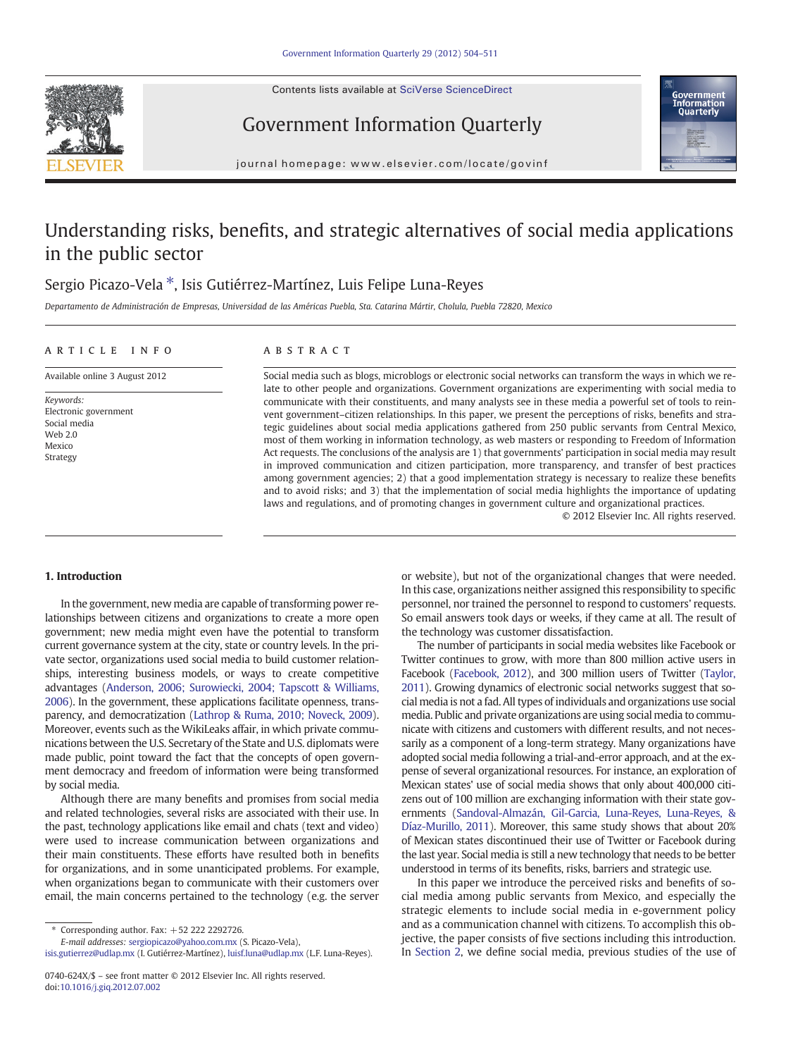# Understanding risks, benefits, and strategic alternatives of social media applications in the public sector

Sergio Picazo-Vela *, Isis Gutiérrez-Martínez, Luis Felipe Luna-Reyes

*Departamento de Administración de Empresas, Universidad de las Américas Puebla, Sta. Catarina Mártir, Cholula, Puebla 72820, Mexico*

## ARTICLE INFO

Available online 3 August 2012

*Keywords:*
Electronic government
Social media
Web 2.0
Mexico
Strategy

## ABSTRACT

Social media such as blogs, microblogs or electronic social networks can transform the ways in which we relate to other people and organizations. Government organizations are experimenting with social media to communicate with their constituents, and many analysts see in these media a powerful set of tools to reinvent government–citizen relationships. In this paper, we present the perceptions of risks, benefits and strategic guidelines about social media applications gathered from 250 public servants from Central Mexico, most of them working in information technology, as web masters or responding to Freedom of Information Act requests. The conclusions of the analysis are 1) that governments' participation in social media may result in improved communication and citizen participation, more transparency, and transfer of best practices among government agencies; 2) that a good implementation strategy is necessary to realize these benefits and to avoid risks; and 3) that the implementation of social media highlights the importance of updating laws and regulations, and of promoting changes in government culture and organizational practices.

© 2012 Elsevier Inc. All rights reserved.

## 1. Introduction

In the government, new media are capable of transforming power relationships between citizens and organizations to create a more open government; new media might even have the potential to transform current governance system at the city, state or country levels. In the private sector, organizations used social media to build customer relationships, interesting business models, or ways to create competitive advantages (Anderson, 2006; Surowiecki, 2004; Tapscott & Williams, 2006). In the government, these applications facilitate openness, transparency, and democratization (Lathrop & Ruma, 2010; Noveck, 2009). Moreover, events such as the WikiLeaks affair, in which private communications between the U.S. Secretary of the State and U.S. diplomats were made public, point toward the fact that the concepts of open government democracy and freedom of information were being transformed by social media.

Although there are many benefits and promises from social media and related technologies, several risks are associated with their use. In the past, technology applications like email and chats (text and video) were used to increase communication between organizations and their main constituents. These efforts have resulted both in benefits for organizations, and in some unanticipated problems. For example, when organizations began to communicate with their customers over email, the main concerns pertained to the technology (e.g. the server or website), but not of the organizational changes that were needed. In this case, organizations neither assigned this responsibility to specific personnel, nor trained the personnel to respond to customers' requests. So email answers took days or weeks, if they came at all. The result of the technology was customer dissatisfaction.

The number of participants in social media websites like Facebook or Twitter continues to grow, with more than 800 million active users in Facebook (Facebook, 2012), and 300 million users of Twitter (Taylor, 2011). Growing dynamics of electronic social networks suggest that social media is not a fad. All types of individuals and organizations use social media. Public and private organizations are using social media to communicate with citizens and customers with different results, and not necessarily as a component of a long-term strategy. Many organizations have adopted social media following a trial-and-error approach, and at the expense of several organizational resources. For instance, an exploration of Mexican states' use of social media shows that only about 400,000 citizens out of 100 million are exchanging information with their state governments (Sandoval-Almazán, Gil-Garcia, Luna-Reyes, Luna-Reyes, & Díaz-Murillo, 2011). Moreover, this same study shows that about 20% of Mexican states discontinued their use of Twitter or Facebook during the last year. Social media is still a new technology that needs to be better understood in terms of its benefits, risks, barriers and strategic use.

In this paper we introduce the perceived risks and benefits of social media among public servants from Mexico, and especially the strategic elements to include social media in e-government policy and as a communication channel with citizens. To accomplish this objective, the paper consists of five sections including this introduction. In Section 2, we define social media, previous studies of the use of

---

* Corresponding author. Fax: +52 222 2292726.
*E-mail addresses:* sergiopicazo@yahoo.com.mx (S. Picazo-Vela), isis.gutierrez@udlap.mx (I. Gutiérrez-Martínez), luisf.luna@udlap.mx (L.F. Luna-Reyes).

0740-624X/$ – see front matter © 2012 Elsevier Inc. All rights reserved.
doi:10.1016/j.giq.2012.07.002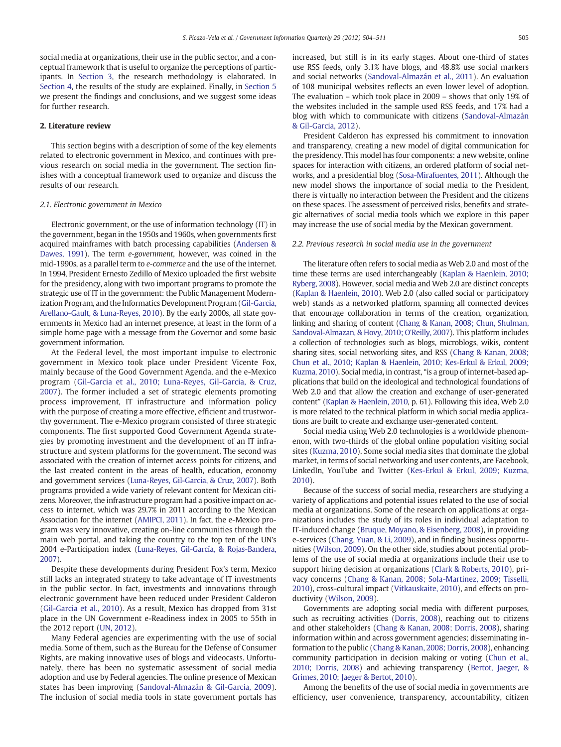social media at organizations, their use in the public sector, and a conceptual framework that is useful to organize the perceptions of participants. In Section 3, the research methodology is elaborated. In Section 4, the results of the study are explained. Finally, in Section 5 we present the findings and conclusions, and we suggest some ideas for further research.

## 2. Literature review

This section begins with a description of some of the key elements related to electronic government in Mexico, and continues with previous research on social media in the government. The section finishes with a conceptual framework used to organize and discuss the results of our research.

### 2.1. Electronic government in Mexico

Electronic government, or the use of information technology (IT) in the government, began in the 1950s and 1960s, when governments first acquired mainframes with batch processing capabilities (Andersen & Dawes, 1991). The term *e-government*, however, was coined in the mid-1990s, as a parallel term to *e-commerce* and the use of the internet. In 1994, President Ernesto Zedillo of Mexico uploaded the first website for the presidency, along with two important programs to promote the strategic use of IT in the government: the Public Management Modernization Program, and the Informatics Development Program (Gil-Garcia, Arellano-Gault, & Luna-Reyes, 2010). By the early 2000s, all state governments in Mexico had an internet presence, at least in the form of a simple home page with a message from the Governor and some basic government information.

At the Federal level, the most important impulse to electronic government in Mexico took place under President Vicente Fox, mainly because of the Good Government Agenda, and the e-Mexico program (Gil-Garcia et al., 2010; Luna-Reyes, Gil-Garcia, & Cruz, 2007). The former included a set of strategic elements promoting process improvement, IT infrastructure and information policy with the purpose of creating a more effective, efficient and trustworthy government. The e-Mexico program consisted of three strategic components. The first supported Good Government Agenda strategies by promoting investment and the development of an IT infrastructure and system platforms for the government. The second was associated with the creation of internet access points for citizens, and the last created content in the areas of health, education, economy and government services (Luna-Reyes, Gil-Garcia, & Cruz, 2007). Both programs provided a wide variety of relevant content for Mexican citizens. Moreover, the infrastructure program had a positive impact on access to internet, which was 29.7% in 2011 according to the Mexican Association for the internet (AMIPCI, 2011). In fact, the e-Mexico program was very innovative, creating on-line communities through the main web portal, and taking the country to the top ten of the UN's 2004 e-Participation index (Luna-Reyes, Gil-García, & Rojas-Bandera, 2007).

Despite these developments during President Fox's term, Mexico still lacks an integrated strategy to take advantage of IT investments in the public sector. In fact, investments and innovations through electronic government have been reduced under President Calderon (Gil-Garcia et al., 2010). As a result, Mexico has dropped from 31st place in the UN Government e-Readiness index in 2005 to 55th in the 2012 report (UN, 2012).

Many Federal agencies are experimenting with the use of social media. Some of them, such as the Bureau for the Defense of Consumer Rights, are making innovative uses of blogs and videocasts. Unfortunately, there has been no systematic assessment of social media adoption and use by Federal agencies. The online presence of Mexican states has been improving (Sandoval-Almazán & Gil-Garcia, 2009). The inclusion of social media tools in state government portals has increased, but still is in its early stages. About one-third of states use RSS feeds, only 3.1% have blogs, and 48.8% use social markers and social networks (Sandoval-Almazán et al., 2011). An evaluation of 108 municipal websites reflects an even lower level of adoption. The evaluation – which took place in 2009 – shows that only 19% of the websites included in the sample used RSS feeds, and 17% had a blog with which to communicate with citizens (Sandoval-Almazán & Gil-Garcia, 2012).

President Calderon has expressed his commitment to innovation and transparency, creating a new model of digital communication for the presidency. This model has four components: a new website, online spaces for interaction with citizens, an ordered platform of social networks, and a presidential blog (Sosa-Mirafuentes, 2011). Although the new model shows the importance of social media to the President, there is virtually no interaction between the President and the citizens on these spaces. The assessment of perceived risks, benefits and strategic alternatives of social media tools which we explore in this paper may increase the use of social media by the Mexican government.

### 2.2. Previous research in social media use in the government

The literature often refers to social media as Web 2.0 and most of the time these terms are used interchangeably (Kaplan & Haenlein, 2010; Ryberg, 2008). However, social media and Web 2.0 are distinct concepts (Kaplan & Haenlein, 2010). Web 2.0 (also called social or participatory web) stands as a networked platform, spanning all connected devices that encourage collaboration in terms of the creation, organization, linking and sharing of content (Chang & Kanan, 2008; Chun, Shulman, Sandoval-Almazan, & Hovy, 2010; O'Reilly, 2007). This platform includes a collection of technologies such as blogs, microblogs, wikis, content sharing sites, social networking sites, and RSS (Chang & Kanan, 2008; Chun et al., 2010; Kaplan & Haenlein, 2010; Kes-Erkul & Erkul, 2009; Kuzma, 2010). Social media, in contrast, "is a group of internet-based applications that build on the ideological and technological foundations of Web 2.0 and that allow the creation and exchange of user-generated content" (Kaplan & Haenlein, 2010, p. 61). Following this idea, Web 2.0 is more related to the technical platform in which social media applications are built to create and exchange user-generated content.

Social media using Web 2.0 technologies is a worldwide phenomenon, with two-thirds of the global online population visiting social sites (Kuzma, 2010). Some social media sites that dominate the global market, in terms of social networking and user contents, are Facebook, LinkedIn, YouTube and Twitter (Kes-Erkul & Erkul, 2009; Kuzma, 2010).

Because of the success of social media, researchers are studying a variety of applications and potential issues related to the use of social media at organizations. Some of the research on applications at organizations includes the study of its roles in individual adaptation to IT-induced change (Bruque, Moyano, & Eisenberg, 2008), in providing e-services (Chang, Yuan, & Li, 2009), and in finding business opportunities (Wilson, 2009). On the other side, studies about potential problems of the use of social media at organizations include their use to support hiring decision at organizations (Clark & Roberts, 2010), privacy concerns (Chang & Kanan, 2008; Sola-Martinez, 2009; Tisselli, 2010), cross-cultural impact (Vitkauskaite, 2010), and effects on productivity (Wilson, 2009).

Governments are adopting social media with different purposes, such as recruiting activities (Dorris, 2008), reaching out to citizens and other stakeholders (Chang & Kanan, 2008; Dorris, 2008), sharing information within and across government agencies; disseminating information to the public (Chang & Kanan, 2008; Dorris, 2008), enhancing community participation in decision making or voting (Chun et al., 2010; Dorris, 2008) and achieving transparency (Bertot, Jaeger, & Grimes, 2010; Jaeger & Bertot, 2010).

Among the benefits of the use of social media in governments are efficiency, user convenience, transparency, accountability, citizen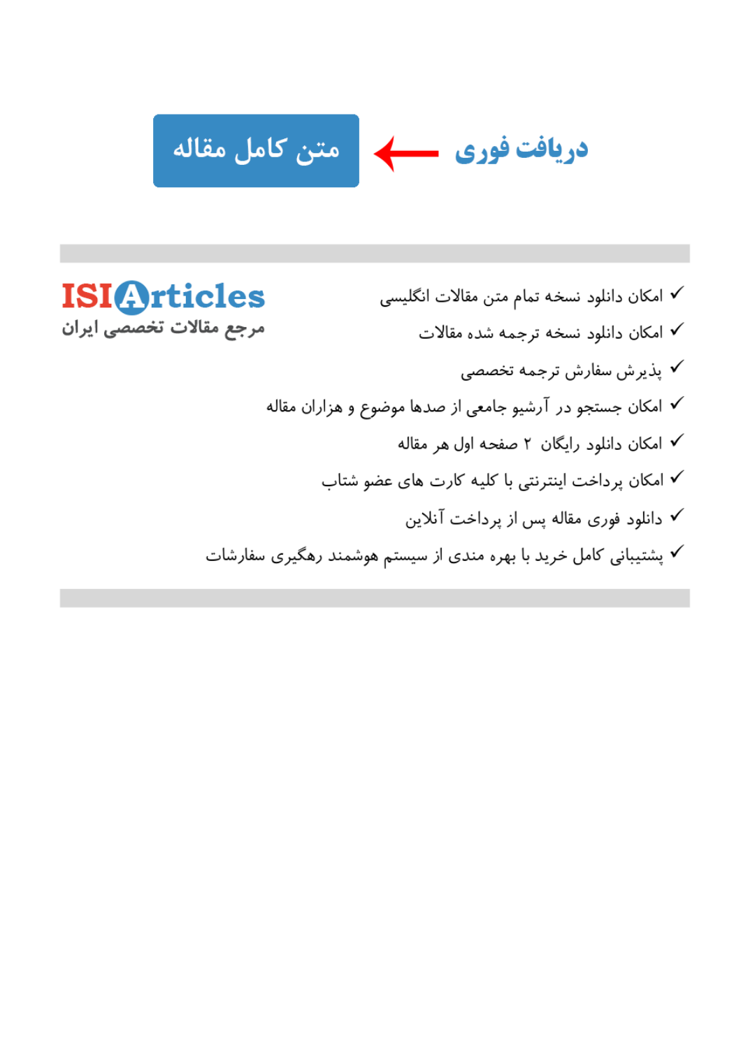دریافت فوری ← **متن کامل مقاله**

**ISIArticles**
مرجع مقالات تخصصی ایران

- ✓ امکان دانلود نسخه تمام متن مقالات انگلیسی
- ✓ امکان دانلود نسخه ترجمه شده مقالات
- ✓ پذیرش سفارش ترجمه تخصصی
- ✓ امکان جستجو در آرشیو جامعی از صدها موضوع و هزاران مقاله
- ✓ امکان دانلود رایگان ۲ صفحه اول هر مقاله
- ✓ امکان پرداخت اینترنتی با کلیه کارت های عضو شتاب
- ✓ دانلود فوری مقاله پس از پرداخت آنلاین
- ✓ پشتیبانی کامل خرید با بهره مندی از سیستم هوشمند رهگیری سفارشات